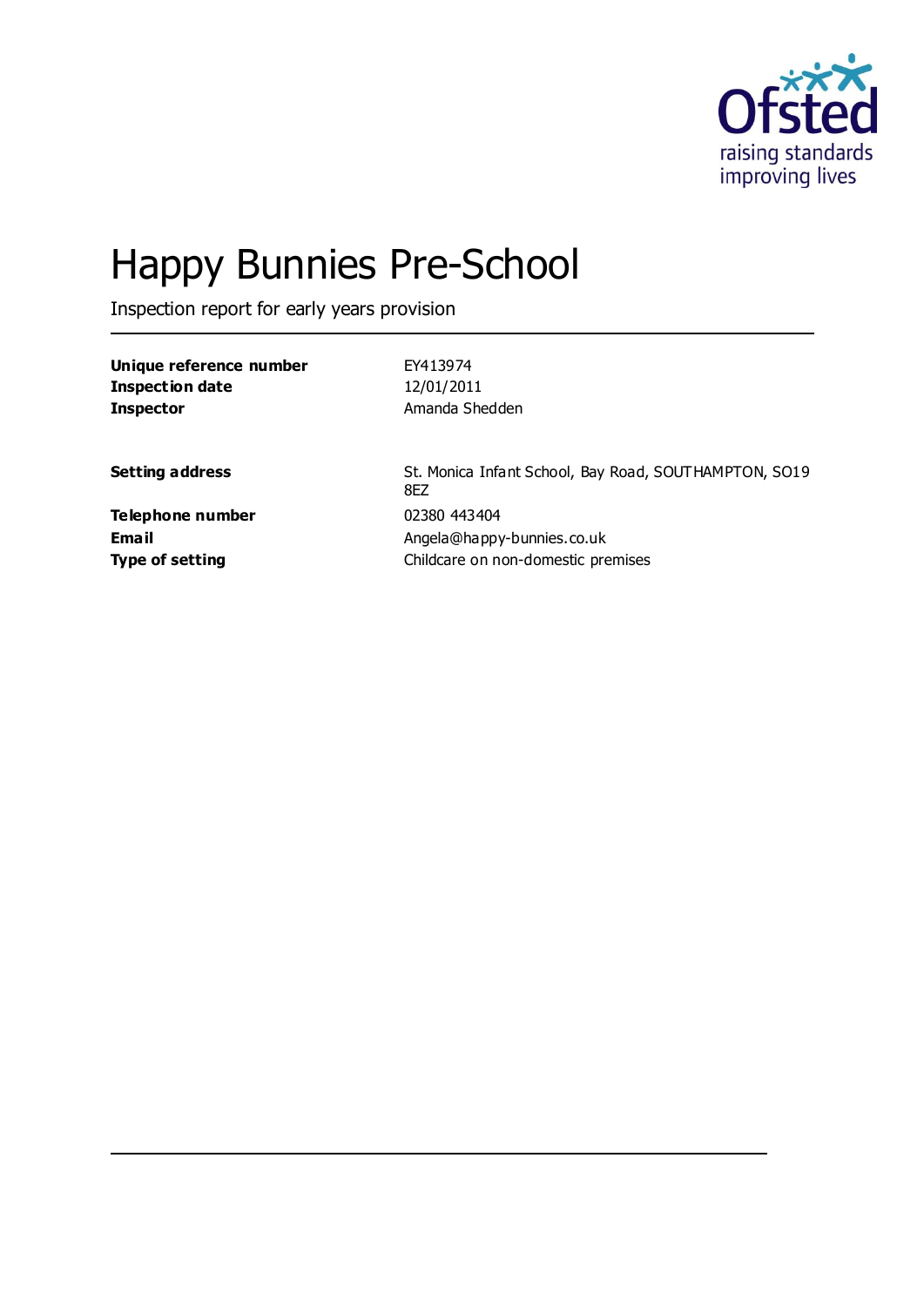Ofsted
raising standards
improving lives

# Happy Bunnies Pre-School

Inspection report for early years provision

| | |
|---|---|
| **Unique reference number** | EY413974 |
| **Inspection date** | 12/01/2011 |
| **Inspector** | Amanda Shedden |

| | |
|---|---|
| **Setting address** | St. Monica Infant School, Bay Road, SOUTHAMPTON, SO19 8EZ |
| **Telephone number** | 02380 443404 |
| **Email** | Angela@happy-bunnies.co.uk |
| **Type of setting** | Childcare on non-domestic premises |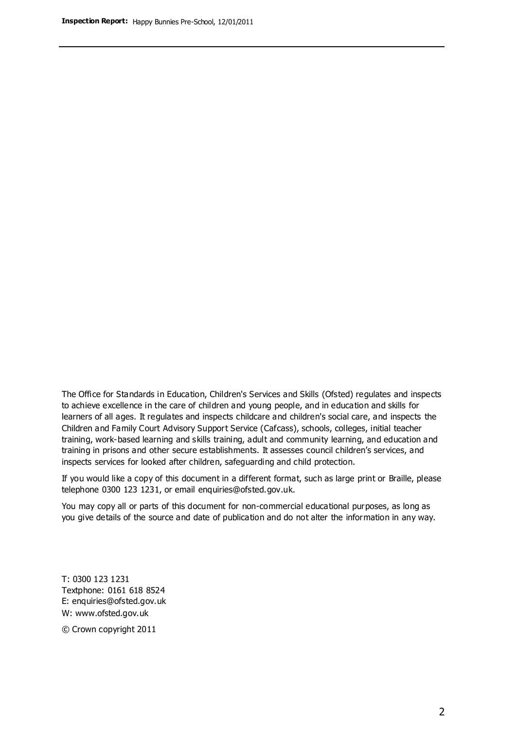The Office for Standards in Education, Children's Services and Skills (Ofsted) regulates and inspects to achieve excellence in the care of children and young people, and in education and skills for learners of all ages. It regulates and inspects childcare and children's social care, and inspects the Children and Family Court Advisory Support Service (Cafcass), schools, colleges, initial teacher training, work-based learning and skills training, adult and community learning, and education and training in prisons and other secure establishments. It assesses council children's services, and inspects services for looked after children, safeguarding and child protection.

If you would like a copy of this document in a different format, such as large print or Braille, please telephone 0300 123 1231, or email enquiries@ofsted.gov.uk.

You may copy all or parts of this document for non-commercial educational purposes, as long as you give details of the source and date of publication and do not alter the information in any way.

T: 0300 123 1231
Textphone: 0161 618 8524
E: enquiries@ofsted.gov.uk
W: www.ofsted.gov.uk

© Crown copyright 2011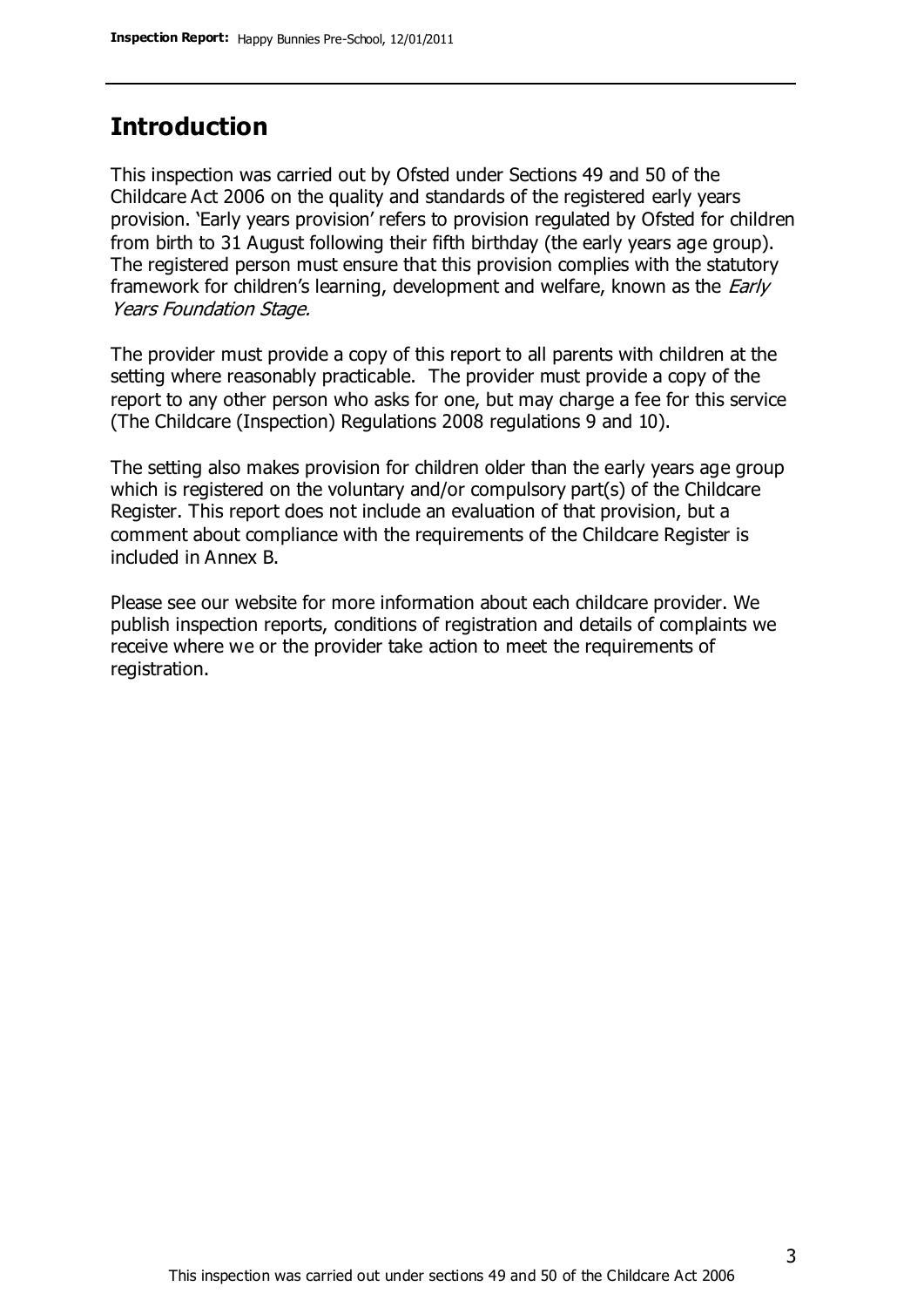## Introduction

This inspection was carried out by Ofsted under Sections 49 and 50 of the Childcare Act 2006 on the quality and standards of the registered early years provision. 'Early years provision' refers to provision regulated by Ofsted for children from birth to 31 August following their fifth birthday (the early years age group). The registered person must ensure that this provision complies with the statutory framework for children's learning, development and welfare, known as the *Early Years Foundation Stage.*

The provider must provide a copy of this report to all parents with children at the setting where reasonably practicable. The provider must provide a copy of the report to any other person who asks for one, but may charge a fee for this service (The Childcare (Inspection) Regulations 2008 regulations 9 and 10).

The setting also makes provision for children older than the early years age group which is registered on the voluntary and/or compulsory part(s) of the Childcare Register. This report does not include an evaluation of that provision, but a comment about compliance with the requirements of the Childcare Register is included in Annex B.

Please see our website for more information about each childcare provider. We publish inspection reports, conditions of registration and details of complaints we receive where we or the provider take action to meet the requirements of registration.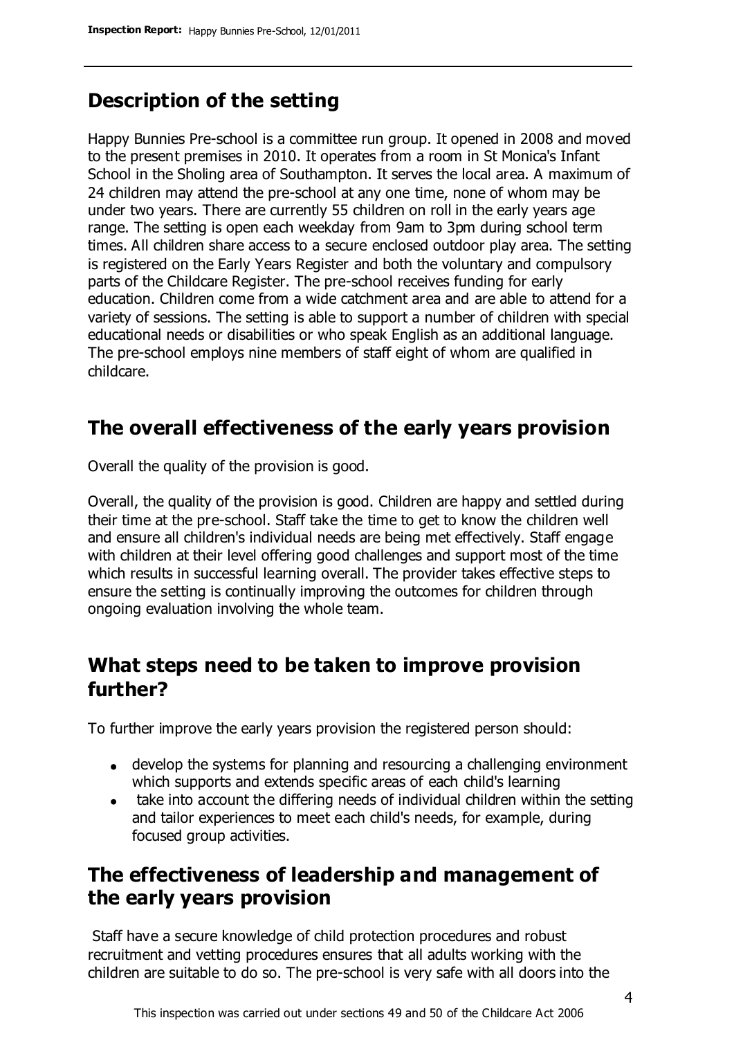## Description of the setting

Happy Bunnies Pre-school is a committee run group. It opened in 2008 and moved to the present premises in 2010. It operates from a room in St Monica's Infant School in the Sholing area of Southampton. It serves the local area. A maximum of 24 children may attend the pre-school at any one time, none of whom may be under two years. There are currently 55 children on roll in the early years age range. The setting is open each weekday from 9am to 3pm during school term times. All children share access to a secure enclosed outdoor play area. The setting is registered on the Early Years Register and both the voluntary and compulsory parts of the Childcare Register. The pre-school receives funding for early education. Children come from a wide catchment area and are able to attend for a variety of sessions. The setting is able to support a number of children with special educational needs or disabilities or who speak English as an additional language. The pre-school employs nine members of staff eight of whom are qualified in childcare.

## The overall effectiveness of the early years provision

Overall the quality of the provision is good.

Overall, the quality of the provision is good. Children are happy and settled during their time at the pre-school. Staff take the time to get to know the children well and ensure all children's individual needs are being met effectively. Staff engage with children at their level offering good challenges and support most of the time which results in successful learning overall. The provider takes effective steps to ensure the setting is continually improving the outcomes for children through ongoing evaluation involving the whole team.

## What steps need to be taken to improve provision further?

To further improve the early years provision the registered person should:

- develop the systems for planning and resourcing a challenging environment which supports and extends specific areas of each child's learning
- take into account the differing needs of individual children within the setting and tailor experiences to meet each child's needs, for example, during focused group activities.

## The effectiveness of leadership and management of the early years provision

Staff have a secure knowledge of child protection procedures and robust recruitment and vetting procedures ensures that all adults working with the children are suitable to do so. The pre-school is very safe with all doors into the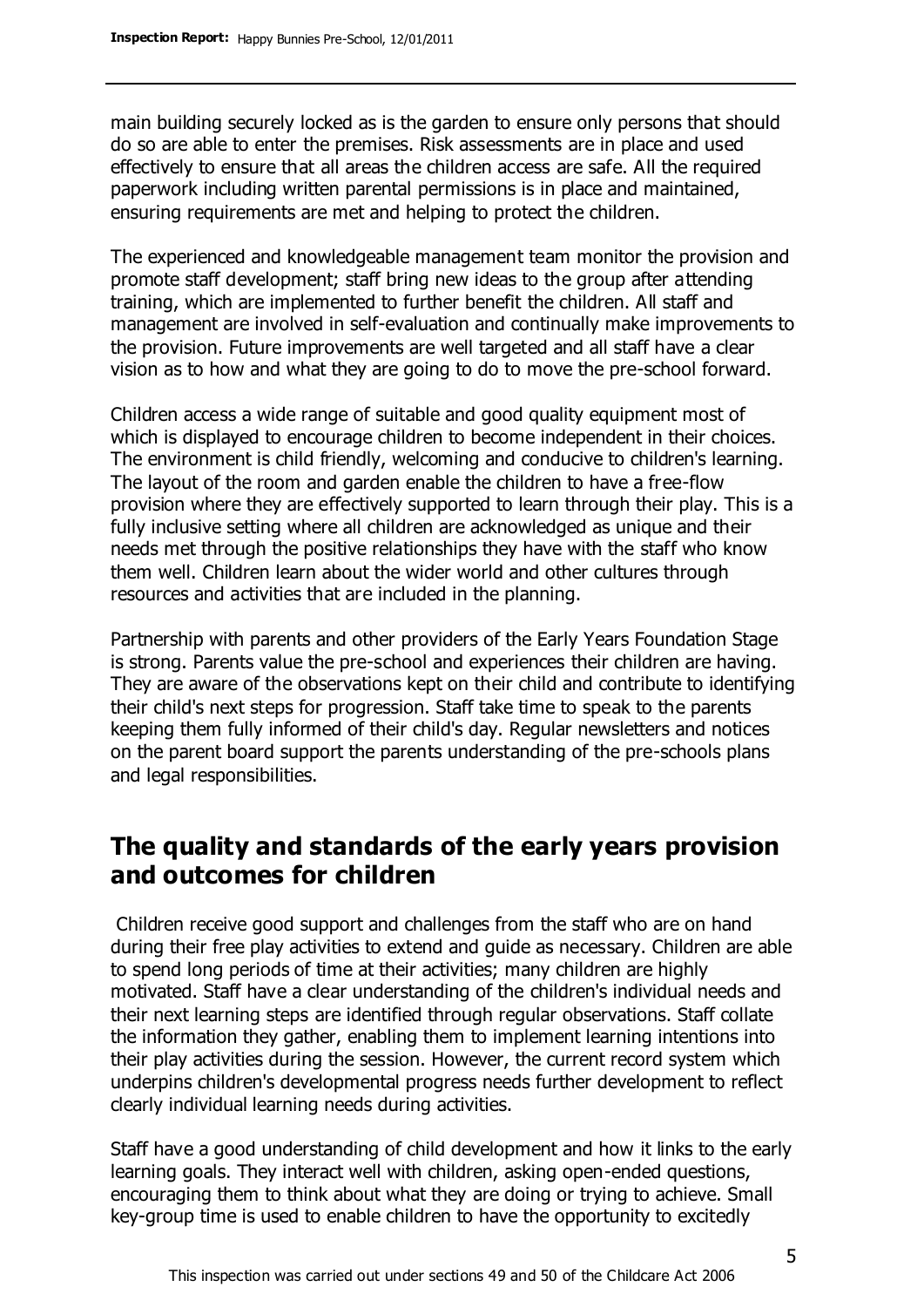main building securely locked as is the garden to ensure only persons that should do so are able to enter the premises. Risk assessments are in place and used effectively to ensure that all areas the children access are safe. All the required paperwork including written parental permissions is in place and maintained, ensuring requirements are met and helping to protect the children.

The experienced and knowledgeable management team monitor the provision and promote staff development; staff bring new ideas to the group after attending training, which are implemented to further benefit the children. All staff and management are involved in self-evaluation and continually make improvements to the provision. Future improvements are well targeted and all staff have a clear vision as to how and what they are going to do to move the pre-school forward.

Children access a wide range of suitable and good quality equipment most of which is displayed to encourage children to become independent in their choices. The environment is child friendly, welcoming and conducive to children's learning. The layout of the room and garden enable the children to have a free-flow provision where they are effectively supported to learn through their play. This is a fully inclusive setting where all children are acknowledged as unique and their needs met through the positive relationships they have with the staff who know them well. Children learn about the wider world and other cultures through resources and activities that are included in the planning.

Partnership with parents and other providers of the Early Years Foundation Stage is strong. Parents value the pre-school and experiences their children are having. They are aware of the observations kept on their child and contribute to identifying their child's next steps for progression. Staff take time to speak to the parents keeping them fully informed of their child's day. Regular newsletters and notices on the parent board support the parents understanding of the pre-schools plans and legal responsibilities.

## The quality and standards of the early years provision and outcomes for children

Children receive good support and challenges from the staff who are on hand during their free play activities to extend and guide as necessary. Children are able to spend long periods of time at their activities; many children are highly motivated. Staff have a clear understanding of the children's individual needs and their next learning steps are identified through regular observations. Staff collate the information they gather, enabling them to implement learning intentions into their play activities during the session. However, the current record system which underpins children's developmental progress needs further development to reflect clearly individual learning needs during activities.

Staff have a good understanding of child development and how it links to the early learning goals. They interact well with children, asking open-ended questions, encouraging them to think about what they are doing or trying to achieve. Small key-group time is used to enable children to have the opportunity to excitedly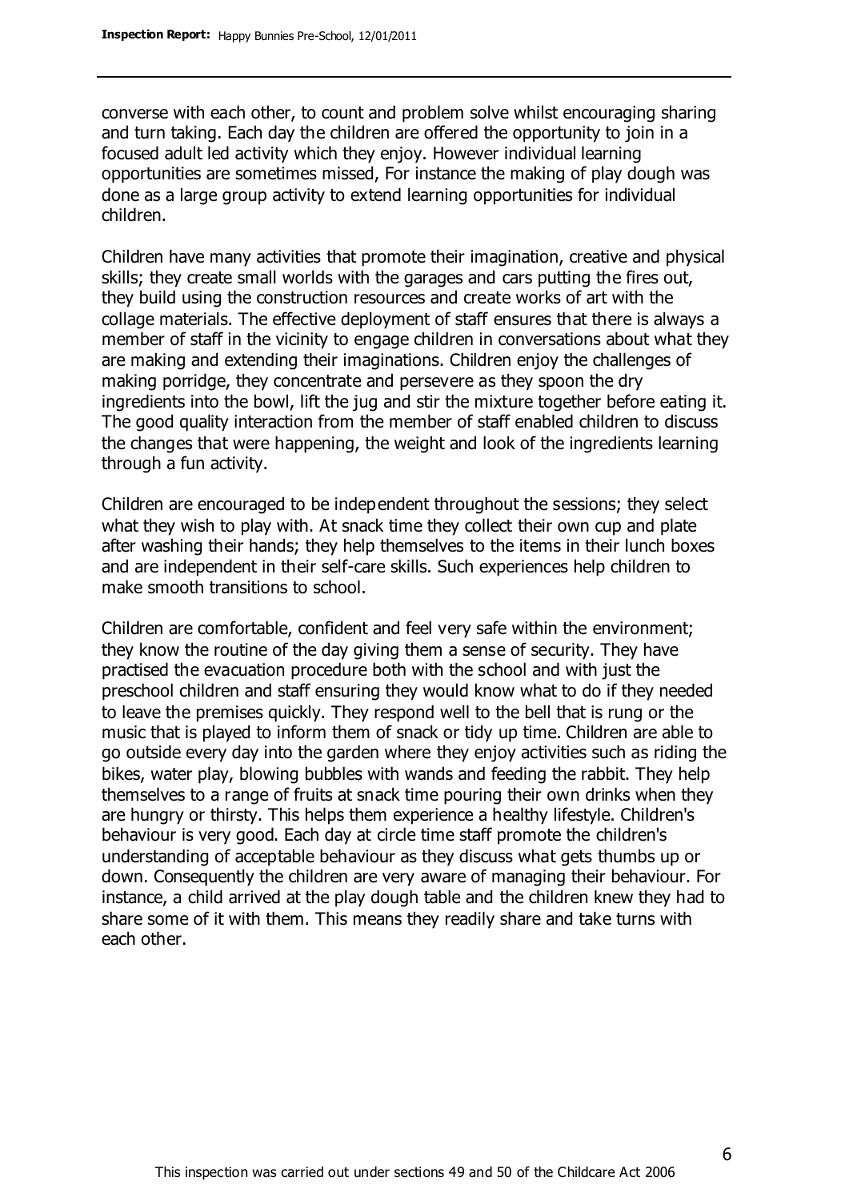converse with each other, to count and problem solve whilst encouraging sharing and turn taking. Each day the children are offered the opportunity to join in a focused adult led activity which they enjoy. However individual learning opportunities are sometimes missed, For instance the making of play dough was done as a large group activity to extend learning opportunities for individual children.

Children have many activities that promote their imagination, creative and physical skills; they create small worlds with the garages and cars putting the fires out, they build using the construction resources and create works of art with the collage materials. The effective deployment of staff ensures that there is always a member of staff in the vicinity to engage children in conversations about what they are making and extending their imaginations. Children enjoy the challenges of making porridge, they concentrate and persevere as they spoon the dry ingredients into the bowl, lift the jug and stir the mixture together before eating it. The good quality interaction from the member of staff enabled children to discuss the changes that were happening, the weight and look of the ingredients learning through a fun activity.

Children are encouraged to be independent throughout the sessions; they select what they wish to play with. At snack time they collect their own cup and plate after washing their hands; they help themselves to the items in their lunch boxes and are independent in their self-care skills. Such experiences help children to make smooth transitions to school.

Children are comfortable, confident and feel very safe within the environment; they know the routine of the day giving them a sense of security. They have practised the evacuation procedure both with the school and with just the preschool children and staff ensuring they would know what to do if they needed to leave the premises quickly. They respond well to the bell that is rung or the music that is played to inform them of snack or tidy up time. Children are able to go outside every day into the garden where they enjoy activities such as riding the bikes, water play, blowing bubbles with wands and feeding the rabbit. They help themselves to a range of fruits at snack time pouring their own drinks when they are hungry or thirsty. This helps them experience a healthy lifestyle. Children's behaviour is very good. Each day at circle time staff promote the children's understanding of acceptable behaviour as they discuss what gets thumbs up or down. Consequently the children are very aware of managing their behaviour. For instance, a child arrived at the play dough table and the children knew they had to share some of it with them. This means they readily share and take turns with each other.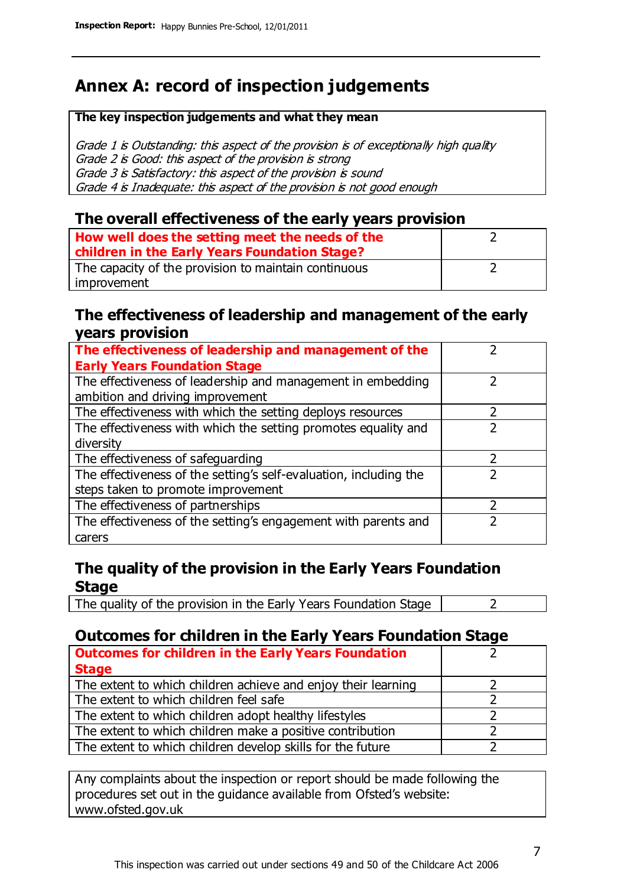# Annex A: record of inspection judgements

**The key inspection judgements and what they mean**

*Grade 1 is Outstanding: this aspect of the provision is of exceptionally high quality*
*Grade 2 is Good: this aspect of the provision is strong*
*Grade 3 is Satisfactory: this aspect of the provision is sound*
*Grade 4 is Inadequate: this aspect of the provision is not good enough*

## The overall effectiveness of the early years provision

| | |
|---|---|
| **How well does the setting meet the needs of the children in the Early Years Foundation Stage?** | 2 |
| The capacity of the provision to maintain continuous improvement | 2 |

## The effectiveness of leadership and management of the early years provision

| | |
|---|---|
| **The effectiveness of leadership and management of the Early Years Foundation Stage** | 2 |
| The effectiveness of leadership and management in embedding ambition and driving improvement | 2 |
| The effectiveness with which the setting deploys resources | 2 |
| The effectiveness with which the setting promotes equality and diversity | 2 |
| The effectiveness of safeguarding | 2 |
| The effectiveness of the setting's self-evaluation, including the steps taken to promote improvement | 2 |
| The effectiveness of partnerships | 2 |
| The effectiveness of the setting's engagement with parents and carers | 2 |

## The quality of the provision in the Early Years Foundation Stage

| | |
|---|---|
| The quality of the provision in the Early Years Foundation Stage | 2 |

## Outcomes for children in the Early Years Foundation Stage

| | |
|---|---|
| **Outcomes for children in the Early Years Foundation Stage** | 2 |
| The extent to which children achieve and enjoy their learning | 2 |
| The extent to which children feel safe | 2 |
| The extent to which children adopt healthy lifestyles | 2 |
| The extent to which children make a positive contribution | 2 |
| The extent to which children develop skills for the future | 2 |

Any complaints about the inspection or report should be made following the procedures set out in the guidance available from Ofsted's website: www.ofsted.gov.uk

This inspection was carried out under sections 49 and 50 of the Childcare Act 2006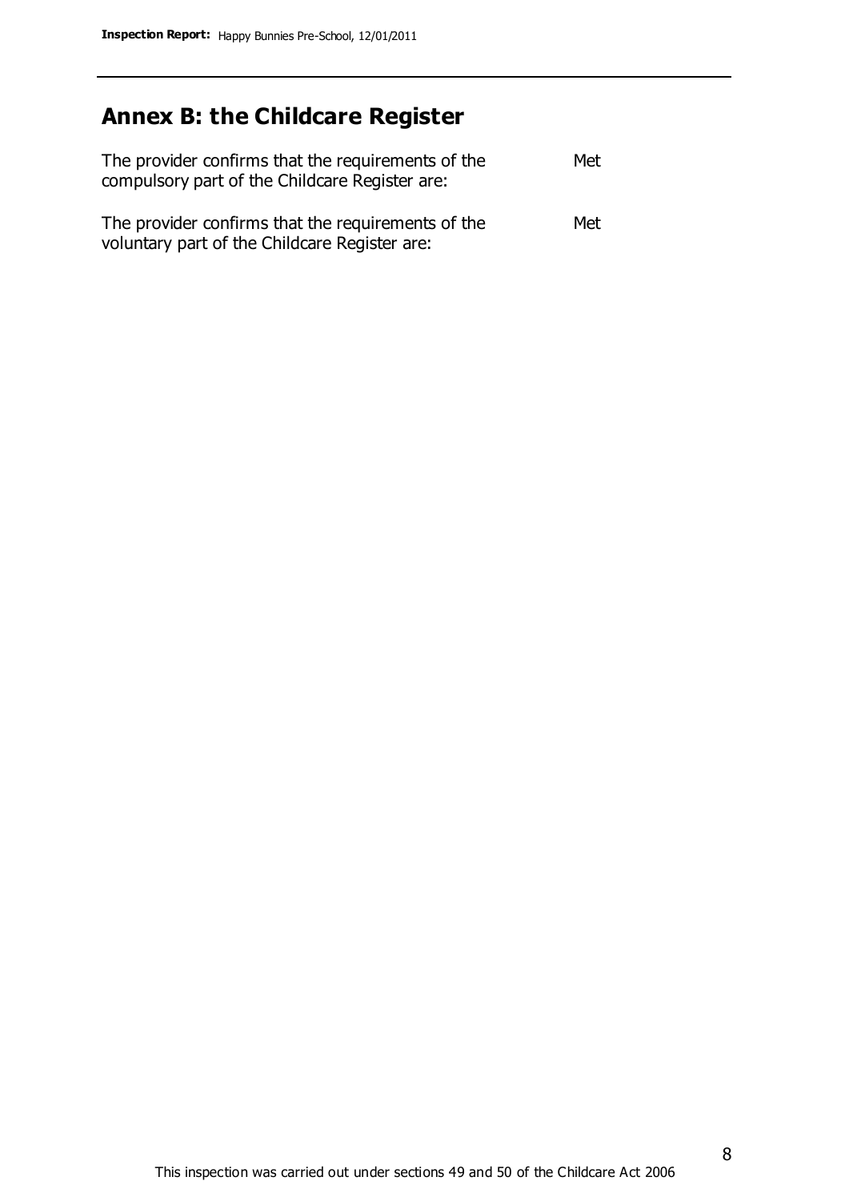## Annex B: the Childcare Register

| | |
|---|---|
| The provider confirms that the requirements of the compulsory part of the Childcare Register are: | Met |
| The provider confirms that the requirements of the voluntary part of the Childcare Register are: | Met |